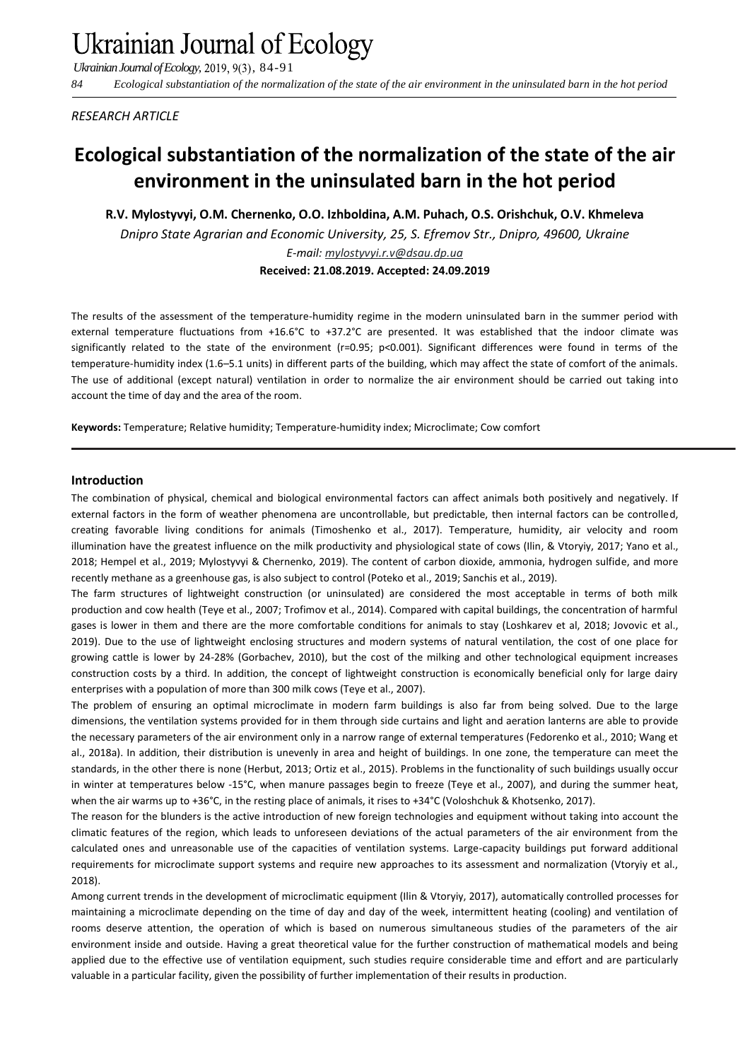*RESEARCH ARTICLE*

# Ecological substantiation of the normalization of the state of the air environment in the uninsulated barn in the hot period

**R.V. Mylostyvyi, O.M. Chernenko, O.O. Izhboldina, A.M. Puhach, O.S. Orishchuk, O.V. Khmeleva**

*Dnipro State Agrarian and Economic University, 25, S. Efremov Str., Dnipro, 49600, Ukraine*

*E-mail: mylostyvyi.r.v@dsau.dp.ua*

**Received: 21.08.2019. Accepted: 24.09.2019**

The results of the assessment of the temperature-humidity regime in the modern uninsulated barn in the summer period with external temperature fluctuations from +16.6°C to +37.2°C are presented. It was established that the indoor climate was significantly related to the state of the environment ($r=0.95$; $p<0.001$). Significant differences were found in terms of the temperature-humidity index (1.6–5.1 units) in different parts of the building, which may affect the state of comfort of the animals. The use of additional (except natural) ventilation in order to normalize the air environment should be carried out taking into account the time of day and the area of the room.

**Keywords:** Temperature; Relative humidity; Temperature-humidity index; Microclimate; Cow comfort

## Introduction

The combination of physical, chemical and biological environmental factors can affect animals both positively and negatively. If external factors in the form of weather phenomena are uncontrollable, but predictable, then internal factors can be controlled, creating favorable living conditions for animals (Timoshenko et al., 2017). Temperature, humidity, air velocity and room illumination have the greatest influence on the milk productivity and physiological state of cows (Ilin, & Vtoryiy, 2017; Yano et al., 2018; Hempel et al., 2019; Mylostyvyi & Chernenko, 2019). The content of carbon dioxide, ammonia, hydrogen sulfide, and more recently methane as a greenhouse gas, is also subject to control (Poteko et al., 2019; Sanchis et al., 2019).

The farm structures of lightweight construction (or uninsulated) are considered the most acceptable in terms of both milk production and cow health (Teye et al., 2007; Trofimov et al., 2014). Compared with capital buildings, the concentration of harmful gases is lower in them and there are the more comfortable conditions for animals to stay (Loshkarev et al, 2018; Jovovic et al., 2019). Due to the use of lightweight enclosing structures and modern systems of natural ventilation, the cost of one place for growing cattle is lower by 24-28% (Gorbachev, 2010), but the cost of the milking and other technological equipment increases construction costs by a third. In addition, the concept of lightweight construction is economically beneficial only for large dairy enterprises with a population of more than 300 milk cows (Teye et al., 2007).

The problem of ensuring an optimal microclimate in modern farm buildings is also far from being solved. Due to the large dimensions, the ventilation systems provided for in them through side curtains and light and aeration lanterns are able to provide the necessary parameters of the air environment only in a narrow range of external temperatures (Fedorenko et al., 2010; Wang et al., 2018a). In addition, their distribution is unevenly in area and height of buildings. In one zone, the temperature can meet the standards, in the other there is none (Herbut, 2013; Ortiz et al., 2015). Problems in the functionality of such buildings usually occur in winter at temperatures below -15°C, when manure passages begin to freeze (Teye et al., 2007), and during the summer heat, when the air warms up to +36°C, in the resting place of animals, it rises to +34°C (Voloshchuk & Khotsenko, 2017).

The reason for the blunders is the active introduction of new foreign technologies and equipment without taking into account the climatic features of the region, which leads to unforeseen deviations of the actual parameters of the air environment from the calculated ones and unreasonable use of the capacities of ventilation systems. Large-capacity buildings put forward additional requirements for microclimate support systems and require new approaches to its assessment and normalization (Vtoryiy et al., 2018).

Among current trends in the development of microclimatic equipment (Ilin & Vtoryiy, 2017), automatically controlled processes for maintaining a microclimate depending on the time of day and day of the week, intermittent heating (cooling) and ventilation of rooms deserve attention, the operation of which is based on numerous simultaneous studies of the parameters of the air environment inside and outside. Having a great theoretical value for the further construction of mathematical models and being applied due to the effective use of ventilation equipment, such studies require considerable time and effort and are particularly valuable in a particular facility, given the possibility of further implementation of their results in production.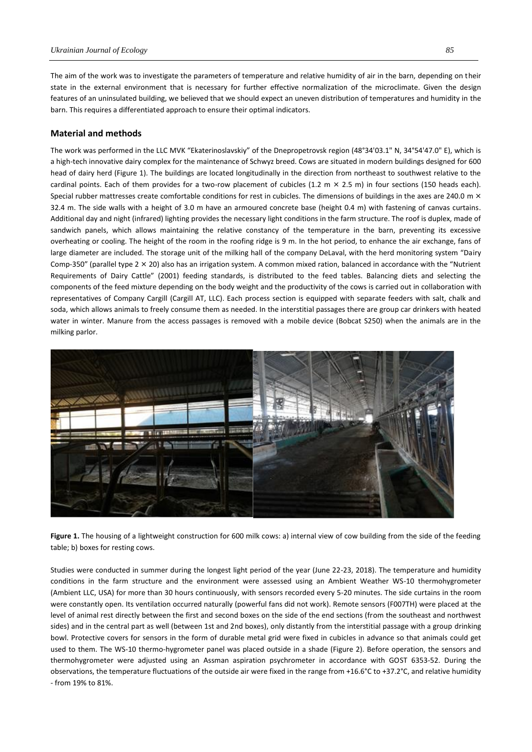The aim of the work was to investigate the parameters of temperature and relative humidity of air in the barn, depending on their state in the external environment that is necessary for further effective normalization of the microclimate. Given the design features of an uninsulated building, we believed that we should expect an uneven distribution of temperatures and humidity in the barn. This requires a differentiated approach to ensure their optimal indicators.

## Material and methods

The work was performed in the LLC MVK "Ekaterinoslavskiy" of the Dnepropetrovsk region (48°34'03.1" N, 34°54'47.0" E), which is a high-tech innovative dairy complex for the maintenance of Schwyz breed. Cows are situated in modern buildings designed for 600 head of dairy herd (Figure 1). The buildings are located longitudinally in the direction from northeast to southwest relative to the cardinal points. Each of them provides for a two-row placement of cubicles (1.2 m × 2.5 m) in four sections (150 heads each). Special rubber mattresses create comfortable conditions for rest in cubicles. The dimensions of buildings in the axes are 240.0 m × 32.4 m. The side walls with a height of 3.0 m have an armoured concrete base (height 0.4 m) with fastening of canvas curtains. Additional day and night (infrared) lighting provides the necessary light conditions in the farm structure. The roof is duplex, made of sandwich panels, which allows maintaining the relative constancy of the temperature in the barn, preventing its excessive overheating or cooling. The height of the room in the roofing ridge is 9 m. In the hot period, to enhance the air exchange, fans of large diameter are included. The storage unit of the milking hall of the company DeLaval, with the herd monitoring system "Dairy Comp-350" (parallel type 2 × 20) also has an irrigation system. A common mixed ration, balanced in accordance with the "Nutrient Requirements of Dairy Cattle" (2001) feeding standards, is distributed to the feed tables. Balancing diets and selecting the components of the feed mixture depending on the body weight and the productivity of the cows is carried out in collaboration with representatives of Company Cargill (Cargill AT, LLC). Each process section is equipped with separate feeders with salt, chalk and soda, which allows animals to freely consume them as needed. In the interstitial passages there are group car drinkers with heated water in winter. Manure from the access passages is removed with a mobile device (Bobcat S250) when the animals are in the milking parlor.

**Figure 1.** The housing of a lightweight construction for 600 milk cows: a) internal view of cow building from the side of the feeding table; b) boxes for resting cows.

Studies were conducted in summer during the longest light period of the year (June 22-23, 2018). The temperature and humidity conditions in the farm structure and the environment were assessed using an Ambient Weather WS-10 thermohygrometer (Ambient LLC, USA) for more than 30 hours continuously, with sensors recorded every 5-20 minutes. The side curtains in the room were constantly open. Its ventilation occurred naturally (powerful fans did not work). Remote sensors (F007TH) were placed at the level of animal rest directly between the first and second boxes on the side of the end sections (from the southeast and northwest sides) and in the central part as well (between 1st and 2nd boxes), only distantly from the interstitial passage with a group drinking bowl. Protective covers for sensors in the form of durable metal grid were fixed in cubicles in advance so that animals could get used to them. The WS-10 thermo-hygrometer panel was placed outside in a shade (Figure 2). Before operation, the sensors and thermohygrometer were adjusted using an Assman aspiration psychrometer in accordance with GOST 6353-52. During the observations, the temperature fluctuations of the outside air were fixed in the range from +16.6°C to +37.2°C, and relative humidity - from 19% to 81%.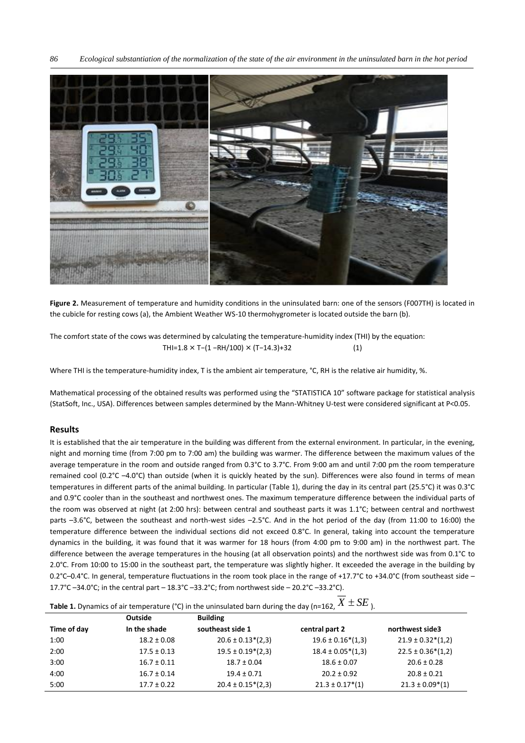**Figure 2.** Measurement of temperature and humidity conditions in the uninsulated barn: one of the sensors (F007TH) is located in the cubicle for resting cows (a), the Ambient Weather WS-10 thermohygrometer is located outside the barn (b).

The comfort state of the cows was determined by calculating the temperature-humidity index (THI) by the equation:

$$THI = 1.8 \times T - (1 - RH/100) \times (T - 14.3) + 32 \quad (1)$$

Where THI is the temperature-humidity index, T is the ambient air temperature, °C, RH is the relative air humidity, %.

Mathematical processing of the obtained results was performed using the "STATISTICA 10" software package for statistical analysis (StatSoft, Inc., USA). Differences between samples determined by the Mann-Whitney U-test were considered significant at $P<0.05$.

## Results

It is established that the air temperature in the building was different from the external environment. In particular, in the evening, night and morning time (from 7:00 pm to 7:00 am) the building was warmer. The difference between the maximum values of the average temperature in the room and outside ranged from 0.3°C to 3.7°C. From 9:00 am and until 7:00 pm the room temperature remained cool (0.2°C –4.0°C) than outside (when it is quickly heated by the sun). Differences were also found in terms of mean temperatures in different parts of the animal building. In particular (Table 1), during the day in its central part (25.5°C) it was 0.3°C and 0.9°C cooler than in the southeast and northwest ones. The maximum temperature difference between the individual parts of the room was observed at night (at 2:00 hrs): between central and southeast parts it was 1.1°C; between central and northwest parts –3.6°C, between the southeast and north-west sides –2.5°C. And in the hot period of the day (from 11:00 to 16:00) the temperature difference between the individual sections did not exceed 0.8°C. In general, taking into account the temperature dynamics in the building, it was found that it was warmer for 18 hours (from 4:00 pm to 9:00 am) in the northwest part. The difference between the average temperatures in the housing (at all observation points) and the northwest side was from 0.1°C to 2.0°C. From 10:00 to 15:00 in the southeast part, the temperature was slightly higher. It exceeded the average in the building by 0.2°C–0.4°C. In general, temperature fluctuations in the room took place in the range of +17.7°C to +34.0°C (from southeast side – 17.7°C –34.0°C; in the central part – 18.3°C –33.2°C; from northwest side – 20.2°C –33.2°C).

**Table 1.** Dynamics of air temperature (°C) in the uninsulated barn during the day (n=162, $\overline{X} \pm SE$).

| | Outside | Building | | |
|---|---|---|---|---|
| Time of day | In the shade | southeast side 1 | central part 2 | northwest side3 |
| 1:00 | 18.2 ± 0.08 | 20.6 ± 0.13*(2,3) | 19.6 ± 0.16*(1,3) | 21.9 ± 0.32*(1,2) |
| 2:00 | 17.5 ± 0.13 | 19.5 ± 0.19*(2,3) | 18.4 ± 0.05*(1,3) | 22.5 ± 0.36*(1,2) |
| 3:00 | 16.7 ± 0.11 | 18.7 ± 0.04 | 18.6 ± 0.07 | 20.6 ± 0.28 |
| 4:00 | 16.7 ± 0.14 | 19.4 ± 0.71 | 20.2 ± 0.92 | 20.8 ± 0.21 |
| 5:00 | 17.7 ± 0.22 | 20.4 ± 0.15*(2,3) | 21.3 ± 0.17*(1) | 21.3 ± 0.09*(1) |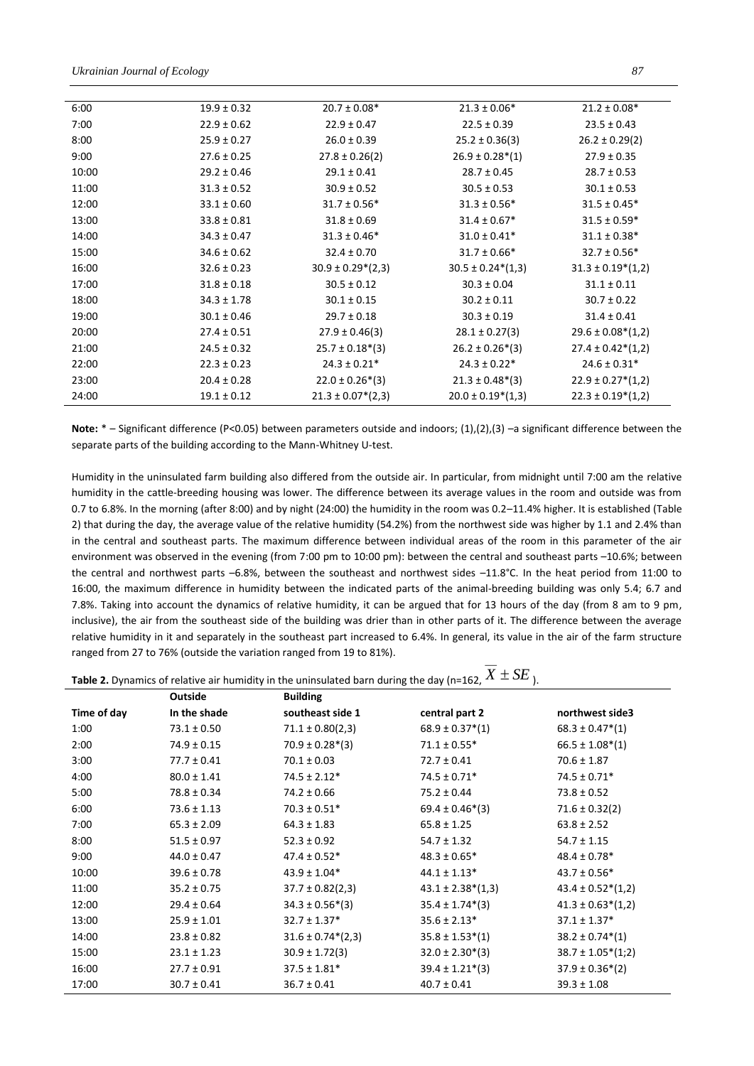| | | | | |
|---|---|---|---|---|
| 6:00 | 19.9 ± 0.32 | 20.7 ± 0.08* | 21.3 ± 0.06* | 21.2 ± 0.08* |
| 7:00 | 22.9 ± 0.62 | 22.9 ± 0.47 | 22.5 ± 0.39 | 23.5 ± 0.43 |
| 8:00 | 25.9 ± 0.27 | 26.0 ± 0.39 | 25.2 ± 0.36(3) | 26.2 ± 0.29(2) |
| 9:00 | 27.6 ± 0.25 | 27.8 ± 0.26(2) | 26.9 ± 0.28*(1) | 27.9 ± 0.35 |
| 10:00 | 29.2 ± 0.46 | 29.1 ± 0.41 | 28.7 ± 0.45 | 28.7 ± 0.53 |
| 11:00 | 31.3 ± 0.52 | 30.9 ± 0.52 | 30.5 ± 0.53 | 30.1 ± 0.53 |
| 12:00 | 33.1 ± 0.60 | 31.7 ± 0.56* | 31.3 ± 0.56* | 31.5 ± 0.45* |
| 13:00 | 33.8 ± 0.81 | 31.8 ± 0.69 | 31.4 ± 0.67* | 31.5 ± 0.59* |
| 14:00 | 34.3 ± 0.47 | 31.3 ± 0.46* | 31.0 ± 0.41* | 31.1 ± 0.38* |
| 15:00 | 34.6 ± 0.62 | 32.4 ± 0.70 | 31.7 ± 0.66* | 32.7 ± 0.56* |
| 16:00 | 32.6 ± 0.23 | 30.9 ± 0.29*(2,3) | 30.5 ± 0.24*(1,3) | 31.3 ± 0.19*(1,2) |
| 17:00 | 31.8 ± 0.18 | 30.5 ± 0.12 | 30.3 ± 0.04 | 31.1 ± 0.11 |
| 18:00 | 34.3 ± 1.78 | 30.1 ± 0.15 | 30.2 ± 0.11 | 30.7 ± 0.22 |
| 19:00 | 30.1 ± 0.46 | 29.7 ± 0.18 | 30.3 ± 0.19 | 31.4 ± 0.41 |
| 20:00 | 27.4 ± 0.51 | 27.9 ± 0.46(3) | 28.1 ± 0.27(3) | 29.6 ± 0.08*(1,2) |
| 21:00 | 24.5 ± 0.32 | 25.7 ± 0.18*(3) | 26.2 ± 0.26*(3) | 27.4 ± 0.42*(1,2) |
| 22:00 | 22.3 ± 0.23 | 24.3 ± 0.21* | 24.3 ± 0.22* | 24.6 ± 0.31* |
| 23:00 | 20.4 ± 0.28 | 22.0 ± 0.26*(3) | 21.3 ± 0.48*(3) | 22.9 ± 0.27*(1,2) |
| 24:00 | 19.1 ± 0.12 | 21.3 ± 0.07*(2,3) | 20.0 ± 0.19*(1,3) | 22.3 ± 0.19*(1,2) |

**Note:** * – Significant difference (P<0.05) between parameters outside and indoors; (1),(2),(3) –a significant difference between the separate parts of the building according to the Mann-Whitney U-test.

Humidity in the uninsulated farm building also differed from the outside air. In particular, from midnight until 7:00 am the relative humidity in the cattle-breeding housing was lower. The difference between its average values in the room and outside was from 0.7 to 6.8%. In the morning (after 8:00) and by night (24:00) the humidity in the room was 0.2–11.4% higher. It is established (Table 2) that during the day, the average value of the relative humidity (54.2%) from the northwest side was higher by 1.1 and 2.4% than in the central and southeast parts. The maximum difference between individual areas of the room in this parameter of the air environment was observed in the evening (from 7:00 pm to 10:00 pm): between the central and southeast parts –10.6%; between the central and northwest parts –6.8%, between the southeast and northwest sides –11.8°C. In the heat period from 11:00 to 16:00, the maximum difference in humidity between the indicated parts of the animal-breeding building was only 5.4; 6.7 and 7.8%. Taking into account the dynamics of relative humidity, it can be argued that for 13 hours of the day (from 8 am to 9 pm, inclusive), the air from the southeast side of the building was drier than in other parts of it. The difference between the average relative humidity in it and separately in the southeast part increased to 6.4%. In general, its value in the air of the farm structure ranged from 27 to 76% (outside the variation ranged from 19 to 81%).

**Table 2.** Dynamics of relative air humidity in the uninsulated barn during the day (n=162, $\overline{X} \pm SE$).

| | Outside | Building | | |
|---|---|---|---|---|
| Time of day | In the shade | southeast side 1 | central part 2 | northwest side3 |
| 1:00 | 73.1 ± 0.50 | 71.1 ± 0.80(2,3) | 68.9 ± 0.37*(1) | 68.3 ± 0.47*(1) |
| 2:00 | 74.9 ± 0.15 | 70.9 ± 0.28*(3) | 71.1 ± 0.55* | 66.5 ± 1.08*(1) |
| 3:00 | 77.7 ± 0.41 | 70.1 ± 0.03 | 72.7 ± 0.41 | 70.6 ± 1.87 |
| 4:00 | 80.0 ± 1.41 | 74.5 ± 2.12* | 74.5 ± 0.71* | 74.5 ± 0.71* |
| 5:00 | 78.8 ± 0.34 | 74.2 ± 0.66 | 75.2 ± 0.44 | 73.8 ± 0.52 |
| 6:00 | 73.6 ± 1.13 | 70.3 ± 0.51* | 69.4 ± 0.46*(3) | 71.6 ± 0.32(2) |
| 7:00 | 65.3 ± 2.09 | 64.3 ± 1.83 | 65.8 ± 1.25 | 63.8 ± 2.52 |
| 8:00 | 51.5 ± 0.97 | 52.3 ± 0.92 | 54.7 ± 1.32 | 54.7 ± 1.15 |
| 9:00 | 44.0 ± 0.47 | 47.4 ± 0.52* | 48.3 ± 0.65* | 48.4 ± 0.78* |
| 10:00 | 39.6 ± 0.78 | 43.9 ± 1.04* | 44.1 ± 1.13* | 43.7 ± 0.56* |
| 11:00 | 35.2 ± 0.75 | 37.7 ± 0.82(2,3) | 43.1 ± 2.38*(1,3) | 43.4 ± 0.52*(1,2) |
| 12:00 | 29.4 ± 0.64 | 34.3 ± 0.56*(3) | 35.4 ± 1.74*(3) | 41.3 ± 0.63*(1,2) |
| 13:00 | 25.9 ± 1.01 | 32.7 ± 1.37* | 35.6 ± 2.13* | 37.1 ± 1.37* |
| 14:00 | 23.8 ± 0.82 | 31.6 ± 0.74*(2,3) | 35.8 ± 1.53*(1) | 38.2 ± 0.74*(1) |
| 15:00 | 23.1 ± 1.23 | 30.9 ± 1.72(3) | 32.0 ± 2.30*(3) | 38.7 ± 1.05*(1;2) |
| 16:00 | 27.7 ± 0.91 | 37.5 ± 1.81* | 39.4 ± 1.21*(3) | 37.9 ± 0.36*(2) |
| 17:00 | 30.7 ± 0.41 | 36.7 ± 0.41 | 40.7 ± 0.41 | 39.3 ± 1.08 |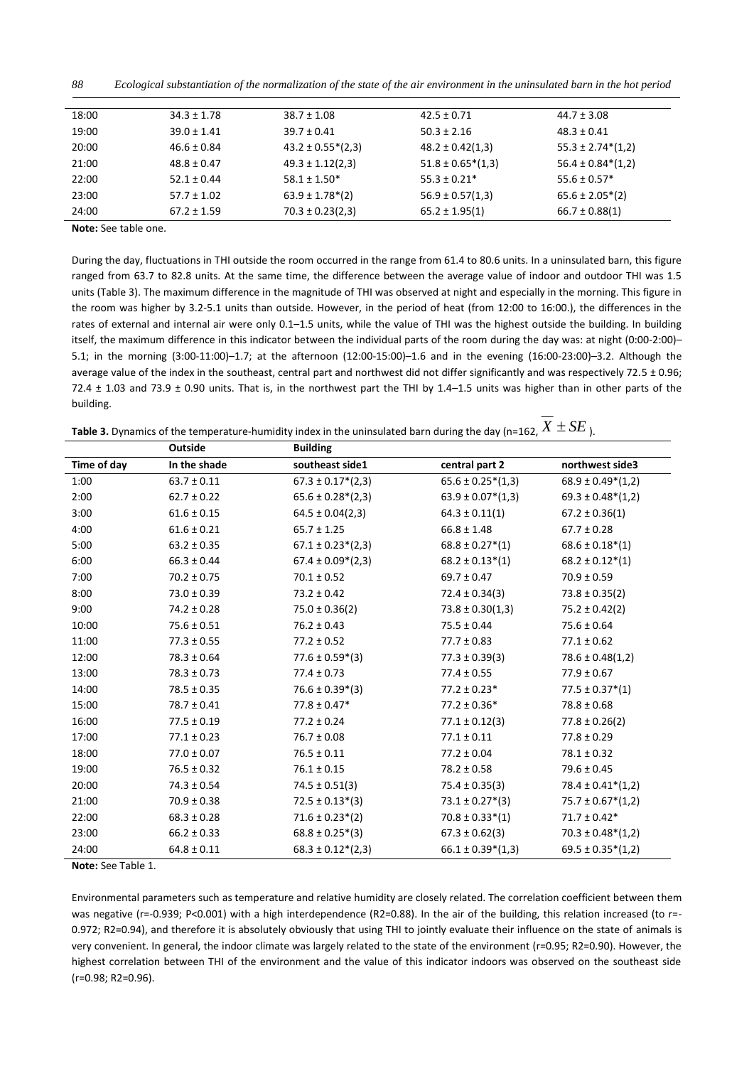| 18:00 | 34.3 ± 1.78 | 38.7 ± 1.08 | 42.5 ± 0.71 | 44.7 ± 3.08 |
|---|---|---|---|---|
| 19:00 | 39.0 ± 1.41 | 39.7 ± 0.41 | 50.3 ± 2.16 | 48.3 ± 0.41 |
| 20:00 | 46.6 ± 0.84 | 43.2 ± 0.55*(2,3) | 48.2 ± 0.42(1,3) | 55.3 ± 2.74*(1,2) |
| 21:00 | 48.8 ± 0.47 | 49.3 ± 1.12(2,3) | 51.8 ± 0.65*(1,3) | 56.4 ± 0.84*(1,2) |
| 22:00 | 52.1 ± 0.44 | 58.1 ± 1.50* | 55.3 ± 0.21* | 55.6 ± 0.57* |
| 23:00 | 57.7 ± 1.02 | 63.9 ± 1.78*(2) | 56.9 ± 0.57(1,3) | 65.6 ± 2.05*(2) |
| 24:00 | 67.2 ± 1.59 | 70.3 ± 0.23(2,3) | 65.2 ± 1.95(1) | 66.7 ± 0.88(1) |

**Note:** See table one.

During the day, fluctuations in THI outside the room occurred in the range from 61.4 to 80.6 units. In a uninsulated barn, this figure ranged from 63.7 to 82.8 units. At the same time, the difference between the average value of indoor and outdoor THI was 1.5 units (Table 3). The maximum difference in the magnitude of THI was observed at night and especially in the morning. This figure in the room was higher by 3.2-5.1 units than outside. However, in the period of heat (from 12:00 to 16:00.), the differences in the rates of external and internal air were only 0.1–1.5 units, while the value of THI was the highest outside the building. In building itself, the maximum difference in this indicator between the individual parts of the room during the day was: at night (0:00-2:00)–5.1; in the morning (3:00-11:00)–1.7; at the afternoon (12:00-15:00)–1.6 and in the evening (16:00-23:00)–3.2. Although the average value of the index in the southeast, central part and northwest did not differ significantly and was respectively 72.5 ± 0.96; 72.4 ± 1.03 and 73.9 ± 0.90 units. That is, in the northwest part the THI by 1.4–1.5 units was higher than in other parts of the building.

**Table 3.** Dynamics of the temperature-humidity index in the uninsulated barn during the day (n=162, $\overline{X} \pm SE$ ).

| | Outside | Building | | |
|---|---|---|---|---|
| Time of day | In the shade | southeast side1 | central part 2 | northwest side3 |
| 1:00 | 63.7 ± 0.11 | 67.3 ± 0.17*(2,3) | 65.6 ± 0.25*(1,3) | 68.9 ± 0.49*(1,2) |
| 2:00 | 62.7 ± 0.22 | 65.6 ± 0.28*(2,3) | 63.9 ± 0.07*(1,3) | 69.3 ± 0.48*(1,2) |
| 3:00 | 61.6 ± 0.15 | 64.5 ± 0.04(2,3) | 64.3 ± 0.11(1) | 67.2 ± 0.36(1) |
| 4:00 | 61.6 ± 0.21 | 65.7 ± 1.25 | 66.8 ± 1.48 | 67.7 ± 0.28 |
| 5:00 | 63.2 ± 0.35 | 67.1 ± 0.23*(2,3) | 68.8 ± 0.27*(1) | 68.6 ± 0.18*(1) |
| 6:00 | 66.3 ± 0.44 | 67.4 ± 0.09*(2,3) | 68.2 ± 0.13*(1) | 68.2 ± 0.12*(1) |
| 7:00 | 70.2 ± 0.75 | 70.1 ± 0.52 | 69.7 ± 0.47 | 70.9 ± 0.59 |
| 8:00 | 73.0 ± 0.39 | 73.2 ± 0.42 | 72.4 ± 0.34(3) | 73.8 ± 0.35(2) |
| 9:00 | 74.2 ± 0.28 | 75.0 ± 0.36(2) | 73.8 ± 0.30(1,3) | 75.2 ± 0.42(2) |
| 10:00 | 75.6 ± 0.51 | 76.2 ± 0.43 | 75.5 ± 0.44 | 75.6 ± 0.64 |
| 11:00 | 77.3 ± 0.55 | 77.2 ± 0.52 | 77.7 ± 0.83 | 77.1 ± 0.62 |
| 12:00 | 78.3 ± 0.64 | 77.6 ± 0.59*(3) | 77.3 ± 0.39(3) | 78.6 ± 0.48(1,2) |
| 13:00 | 78.3 ± 0.73 | 77.4 ± 0.73 | 77.4 ± 0.55 | 77.9 ± 0.67 |
| 14:00 | 78.5 ± 0.35 | 76.6 ± 0.39*(3) | 77.2 ± 0.23* | 77.5 ± 0.37*(1) |
| 15:00 | 78.7 ± 0.41 | 77.8 ± 0.47* | 77.2 ± 0.36* | 78.8 ± 0.68 |
| 16:00 | 77.5 ± 0.19 | 77.2 ± 0.24 | 77.1 ± 0.12(3) | 77.8 ± 0.26(2) |
| 17:00 | 77.1 ± 0.23 | 76.7 ± 0.08 | 77.1 ± 0.11 | 77.8 ± 0.29 |
| 18:00 | 77.0 ± 0.07 | 76.5 ± 0.11 | 77.2 ± 0.04 | 78.1 ± 0.32 |
| 19:00 | 76.5 ± 0.32 | 76.1 ± 0.15 | 78.2 ± 0.58 | 79.6 ± 0.45 |
| 20:00 | 74.3 ± 0.54 | 74.5 ± 0.51(3) | 75.4 ± 0.35(3) | 78.4 ± 0.41*(1,2) |
| 21:00 | 70.9 ± 0.38 | 72.5 ± 0.13*(3) | 73.1 ± 0.27*(3) | 75.7 ± 0.67*(1,2) |
| 22:00 | 68.3 ± 0.28 | 71.6 ± 0.23*(2) | 70.8 ± 0.33*(1) | 71.7 ± 0.42* |
| 23:00 | 66.2 ± 0.33 | 68.8 ± 0.25*(3) | 67.3 ± 0.62(3) | 70.3 ± 0.48*(1,2) |
| 24:00 | 64.8 ± 0.11 | 68.3 ± 0.12*(2,3) | 66.1 ± 0.39*(1,3) | 69.5 ± 0.35*(1,2) |

**Note:** See Table 1.

Environmental parameters such as temperature and relative humidity are closely related. The correlation coefficient between them was negative (r=-0.939; P<0.001) with a high interdependence (R2=0.88). In the air of the building, this relation increased (to r=-0.972; R2=0.94), and therefore it is absolutely obviously that using THI to jointly evaluate their influence on the state of animals is very convenient. In general, the indoor climate was largely related to the state of the environment (r=0.95; R2=0.90). However, the highest correlation between THI of the environment and the value of this indicator indoors was observed on the southeast side (r=0.98; R2=0.96).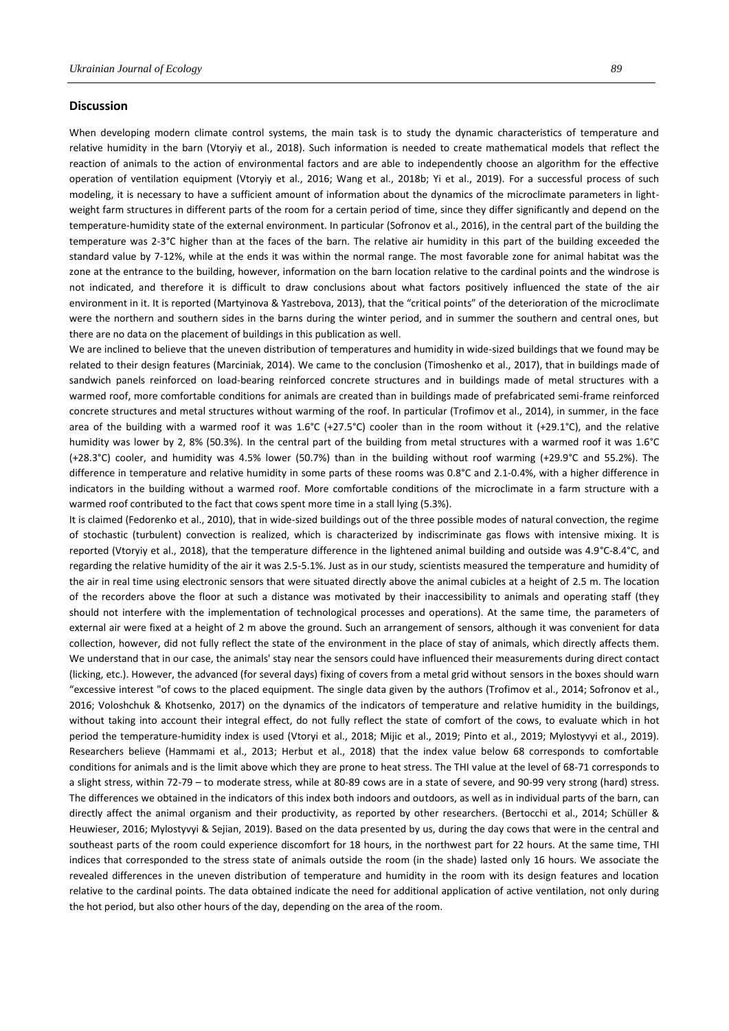## Discussion

When developing modern climate control systems, the main task is to study the dynamic characteristics of temperature and relative humidity in the barn (Vtoryiy et al., 2018). Such information is needed to create mathematical models that reflect the reaction of animals to the action of environmental factors and are able to independently choose an algorithm for the effective operation of ventilation equipment (Vtoryiy et al., 2016; Wang et al., 2018b; Yi et al., 2019). For a successful process of such modeling, it is necessary to have a sufficient amount of information about the dynamics of the microclimate parameters in light-weight farm structures in different parts of the room for a certain period of time, since they differ significantly and depend on the temperature-humidity state of the external environment. In particular (Sofronov et al., 2016), in the central part of the building the temperature was 2-3°C higher than at the faces of the barn. The relative air humidity in this part of the building exceeded the standard value by 7-12%, while at the ends it was within the normal range. The most favorable zone for animal habitat was the zone at the entrance to the building, however, information on the barn location relative to the cardinal points and the windrose is not indicated, and therefore it is difficult to draw conclusions about what factors positively influenced the state of the air environment in it. It is reported (Martyinova & Yastrebova, 2013), that the "critical points" of the deterioration of the microclimate were the northern and southern sides in the barns during the winter period, and in summer the southern and central ones, but there are no data on the placement of buildings in this publication as well.

We are inclined to believe that the uneven distribution of temperatures and humidity in wide-sized buildings that we found may be related to their design features (Marciniak, 2014). We came to the conclusion (Timoshenko et al., 2017), that in buildings made of sandwich panels reinforced on load-bearing reinforced concrete structures and in buildings made of metal structures with a warmed roof, more comfortable conditions for animals are created than in buildings made of prefabricated semi-frame reinforced concrete structures and metal structures without warming of the roof. In particular (Trofimov et al., 2014), in summer, in the face area of the building with a warmed roof it was 1.6°C (+27.5°C) cooler than in the room without it (+29.1°C), and the relative humidity was lower by 2, 8% (50.3%). In the central part of the building from metal structures with a warmed roof it was 1.6°C (+28.3°C) cooler, and humidity was 4.5% lower (50.7%) than in the building without roof warming (+29.9°C and 55.2%). The difference in temperature and relative humidity in some parts of these rooms was 0.8°C and 2.1-0.4%, with a higher difference in indicators in the building without a warmed roof. More comfortable conditions of the microclimate in a farm structure with a warmed roof contributed to the fact that cows spent more time in a stall lying (5.3%).

It is claimed (Fedorenko et al., 2010), that in wide-sized buildings out of the three possible modes of natural convection, the regime of stochastic (turbulent) convection is realized, which is characterized by indiscriminate gas flows with intensive mixing. It is reported (Vtoryiy et al., 2018), that the temperature difference in the lightened animal building and outside was 4.9°C-8.4°C, and regarding the relative humidity of the air it was 2.5-5.1%. Just as in our study, scientists measured the temperature and humidity of the air in real time using electronic sensors that were situated directly above the animal cubicles at a height of 2.5 m. The location of the recorders above the floor at such a distance was motivated by their inaccessibility to animals and operating staff (they should not interfere with the implementation of technological processes and operations). At the same time, the parameters of external air were fixed at a height of 2 m above the ground. Such an arrangement of sensors, although it was convenient for data collection, however, did not fully reflect the state of the environment in the place of stay of animals, which directly affects them. We understand that in our case, the animals' stay near the sensors could have influenced their measurements during direct contact (licking, etc.). However, the advanced (for several days) fixing of covers from a metal grid without sensors in the boxes should warn "excessive interest "of cows to the placed equipment. The single data given by the authors (Trofimov et al., 2014; Sofronov et al., 2016; Voloshchuk & Khotsenko, 2017) on the dynamics of the indicators of temperature and relative humidity in the buildings, without taking into account their integral effect, do not fully reflect the state of comfort of the cows, to evaluate which in hot period the temperature-humidity index is used (Vtoryi et al., 2018; Mijic et al., 2019; Pinto et al., 2019; Mylostyvyi et al., 2019). Researchers believe (Hammami et al., 2013; Herbut et al., 2018) that the index value below 68 corresponds to comfortable conditions for animals and is the limit above which they are prone to heat stress. The THI value at the level of 68-71 corresponds to a slight stress, within 72-79 – to moderate stress, while at 80-89 cows are in a state of severe, and 90-99 very strong (hard) stress. The differences we obtained in the indicators of this index both indoors and outdoors, as well as in individual parts of the barn, can directly affect the animal organism and their productivity, as reported by other researchers. (Bertocchi et al., 2014; Schüller & Heuwieser, 2016; Mylostyvyi & Sejian, 2019). Based on the data presented by us, during the day cows that were in the central and southeast parts of the room could experience discomfort for 18 hours, in the northwest part for 22 hours. At the same time, THI indices that corresponded to the stress state of animals outside the room (in the shade) lasted only 16 hours. We associate the revealed differences in the uneven distribution of temperature and humidity in the room with its design features and location relative to the cardinal points. The data obtained indicate the need for additional application of active ventilation, not only during the hot period, but also other hours of the day, depending on the area of the room.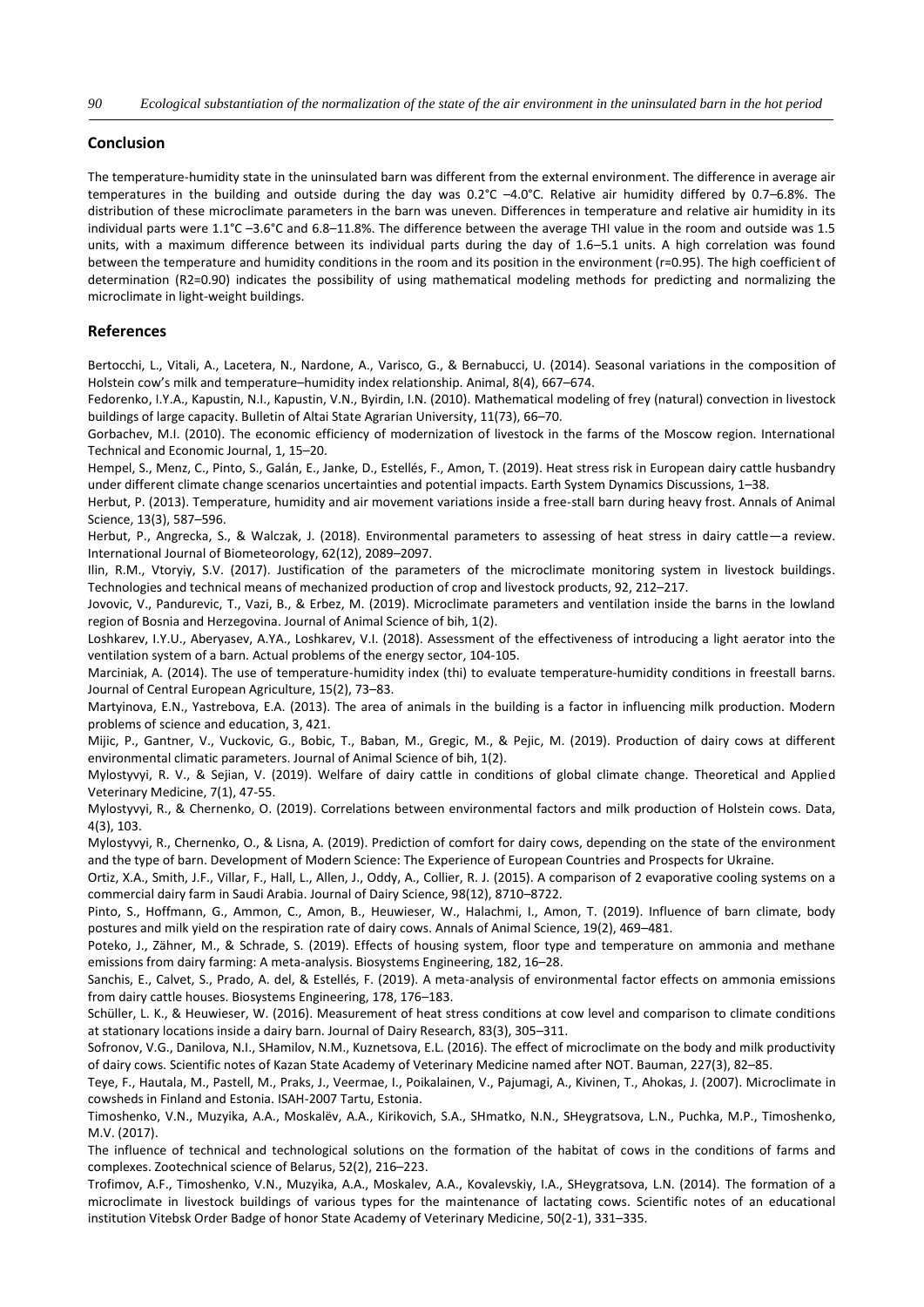## Conclusion

The temperature-humidity state in the uninsulated barn was different from the external environment. The difference in average air temperatures in the building and outside during the day was 0.2°C –4.0°C. Relative air humidity differed by 0.7–6.8%. The distribution of these microclimate parameters in the barn was uneven. Differences in temperature and relative air humidity in its individual parts were 1.1°C –3.6°C and 6.8–11.8%. The difference between the average THI value in the room and outside was 1.5 units, with a maximum difference between its individual parts during the day of 1.6–5.1 units. A high correlation was found between the temperature and humidity conditions in the room and its position in the environment ($r=0.95$). The high coefficient of determination ($R2=0.90$) indicates the possibility of using mathematical modeling methods for predicting and normalizing the microclimate in light-weight buildings.

## References

Bertocchi, L., Vitali, A., Lacetera, N., Nardone, A., Varisco, G., & Bernabucci, U. (2014). Seasonal variations in the composition of Holstein cow's milk and temperature–humidity index relationship. Animal, 8(4), 667–674.

Fedorenko, I.YA., Kapustin, N.I., Kapustin, V.N., Byirdin, I.N. (2010). Mathematical modeling of frey (natural) convection in livestock buildings of large capacity. Bulletin of Altai State Agrarian University, 11(73), 66–70.

Gorbachev, M.I. (2010). The economic efficiency of modernization of livestock in the farms of the Moscow region. International Technical and Economic Journal, 1, 15–20.

Hempel, S., Menz, C., Pinto, S., Galán, E., Janke, D., Estellés, F., Amon, T. (2019). Heat stress risk in European dairy cattle husbandry under different climate change scenarios uncertainties and potential impacts. Earth System Dynamics Discussions, 1–38.

Herbut, P. (2013). Temperature, humidity and air movement variations inside a free-stall barn during heavy frost. Annals of Animal Science, 13(3), 587–596.

Herbut, P., Angrecka, S., & Walczak, J. (2018). Environmental parameters to assessing of heat stress in dairy cattle—a review. International Journal of Biometeorology, 62(12), 2089–2097.

Ilin, R.M., Vtoryiy, S.V. (2017). Justification of the parameters of the microclimate monitoring system in livestock buildings. Technologies and technical means of mechanized production of crop and livestock products, 92, 212–217.

Jovovic, V., Pandurevic, T., Vazi, B., & Erbez, M. (2019). Microclimate parameters and ventilation inside the barns in the lowland region of Bosnia and Herzegovina. Journal of Animal Science of bih, 1(2).

Loshkarev, I.YU., Aberyasev, A.YA., Loshkarev, V.I. (2018). Assessment of the effectiveness of introducing a light aerator into the ventilation system of a barn. Actual problems of the energy sector, 104-105.

Marciniak, A. (2014). The use of temperature-humidity index (thi) to evaluate temperature-humidity conditions in freestall barns. Journal of Central European Agriculture, 15(2), 73–83.

Martyinova, E.N., Yastrebova, E.A. (2013). The area of animals in the building is a factor in influencing milk production. Modern problems of science and education, 3, 421.

Mijic, P., Gantner, V., Vuckovic, G., Bobic, T., Baban, M., Gregic, M., & Pejic, M. (2019). Production of dairy cows at different environmental climatic parameters. Journal of Animal Science of bih, 1(2).

Mylostyvyi, R. V., & Sejian, V. (2019). Welfare of dairy cattle in conditions of global climate change. Theoretical and Applied Veterinary Medicine, 7(1), 47-55.

Mylostyvyi, R., & Chernenko, O. (2019). Correlations between environmental factors and milk production of Holstein cows. Data, 4(3), 103.

Mylostyvyi, R., Chernenko, O., & Lisna, A. (2019). Prediction of comfort for dairy cows, depending on the state of the environment and the type of barn. Development of Modern Science: The Experience of European Countries and Prospects for Ukraine.

Ortiz, X.A., Smith, J.F., Villar, F., Hall, L., Allen, J., Oddy, A., Collier, R. J. (2015). A comparison of 2 evaporative cooling systems on a commercial dairy farm in Saudi Arabia. Journal of Dairy Science, 98(12), 8710–8722.

Pinto, S., Hoffmann, G., Ammon, C., Amon, B., Heuwieser, W., Halachmi, I., Amon, T. (2019). Influence of barn climate, body postures and milk yield on the respiration rate of dairy cows. Annals of Animal Science, 19(2), 469–481.

Poteko, J., Zähner, M., & Schrade, S. (2019). Effects of housing system, floor type and temperature on ammonia and methane emissions from dairy farming: A meta-analysis. Biosystems Engineering, 182, 16–28.

Sanchis, E., Calvet, S., Prado, A. del, & Estellés, F. (2019). A meta-analysis of environmental factor effects on ammonia emissions from dairy cattle houses. Biosystems Engineering, 178, 176–183.

Schüller, L. K., & Heuwieser, W. (2016). Measurement of heat stress conditions at cow level and comparison to climate conditions at stationary locations inside a dairy barn. Journal of Dairy Research, 83(3), 305–311.

Sofronov, V.G., Danilova, N.I., SHamilov, N.M., Kuznetsova, E.L. (2016). The effect of microclimate on the body and milk productivity of dairy cows. Scientific notes of Kazan State Academy of Veterinary Medicine named after NOT. Bauman, 227(3), 82–85.

Teye, F., Hautala, M., Pastell, M., Praks, J., Veermae, I., Poikalainen, V., Pajumagi, A., Kivinen, T., Ahokas, J. (2007). Microclimate in cowsheds in Finland and Estonia. ISAH-2007 Tartu, Estonia.

Timoshenko, V.N., Muzyika, A.A., Moskalëv, A.A., Kirikovich, S.A., SHmatko, N.N., SHeygratsova, L.N., Puchka, M.P., Timoshenko, M.V. (2017).

The influence of technical and technological solutions on the formation of the habitat of cows in the conditions of farms and complexes. Zootechnical science of Belarus, 52(2), 216–223.

Trofimov, A.F., Timoshenko, V.N., Muzyika, A.A., Moskalev, A.A., Kovalevskiy, I.A., SHeygratsova, L.N. (2014). The formation of a microclimate in livestock buildings of various types for the maintenance of lactating cows. Scientific notes of an educational institution Vitebsk Order Badge of honor State Academy of Veterinary Medicine, 50(2-1), 331–335.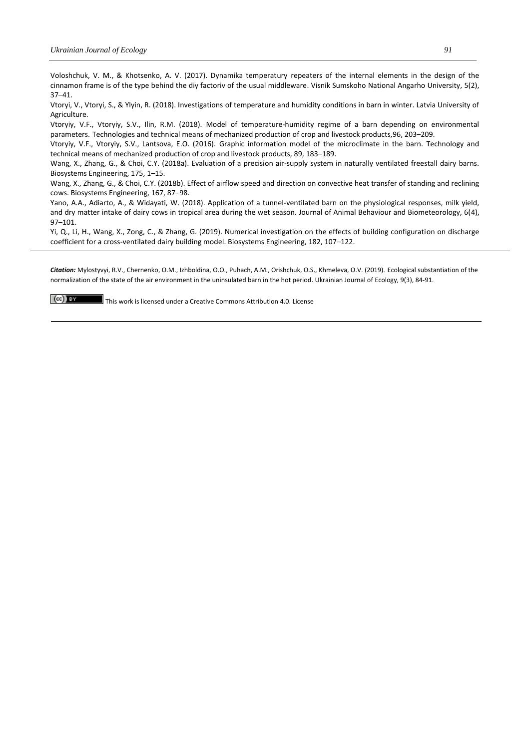Voloshchuk, V. M., & Khotsenko, A. V. (2017). Dynamika temperatury repeaters of the internal elements in the design of the cinnamon frame is of the type behind the diy factoriv of the usual middleware. Visnik Sumskoho National Angarho University, 5(2), 37–41.

Vtoryi, V., Vtoryi, S., & Ylyin, R. (2018). Investigations of temperature and humidity conditions in barn in winter. Latvia University of Agriculture.

Vtoryiy, V.F., Vtoryiy, S.V., Ilin, R.M. (2018). Model of temperature-humidity regime of a barn depending on environmental parameters. Technologies and technical means of mechanized production of crop and livestock products,96, 203–209.

Vtoryiy, V.F., Vtoryiy, S.V., Lantsova, E.O. (2016). Graphic information model of the microclimate in the barn. Technology and technical means of mechanized production of crop and livestock products, 89, 183–189.

Wang, X., Zhang, G., & Choi, C.Y. (2018a). Evaluation of a precision air-supply system in naturally ventilated freestall dairy barns. Biosystems Engineering, 175, 1–15.

Wang, X., Zhang, G., & Choi, C.Y. (2018b). Effect of airflow speed and direction on convective heat transfer of standing and reclining cows. Biosystems Engineering, 167, 87–98.

Yano, A.A., Adiarto, A., & Widayati, W. (2018). Application of a tunnel-ventilated barn on the physiological responses, milk yield, and dry matter intake of dairy cows in tropical area during the wet season. Journal of Animal Behaviour and Biometeorology, 6(4), 97–101.

Yi, Q., Li, H., Wang, X., Zong, C., & Zhang, G. (2019). Numerical investigation on the effects of building configuration on discharge coefficient for a cross-ventilated dairy building model. Biosystems Engineering, 182, 107–122.

***Citation:*** Mylostyvyi, R.V., Chernenko, O.M., Izhboldina, O.O., Puhach, A.M., Orishchuk, O.S., Khmeleva, O.V. (2019). Ecological substantiation of the normalization of the state of the air environment in the uninsulated barn in the hot period. Ukrainian Journal of Ecology, 9(3), 84-91.

This work is licensed under a Creative Commons Attribution 4.0. License